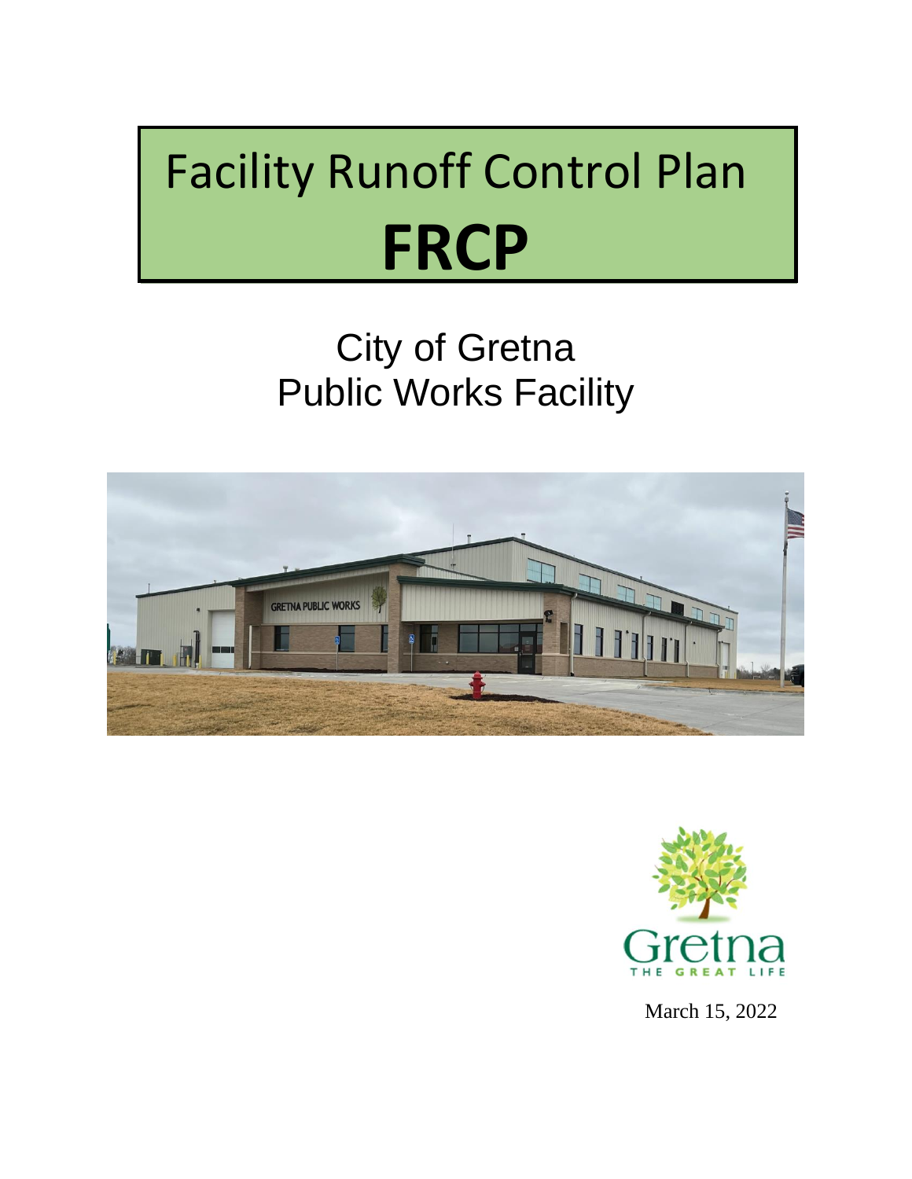# Facility Runoff Control Plan

# FRCP

## City of Gretna
## Public Works Facility

March 15, 2022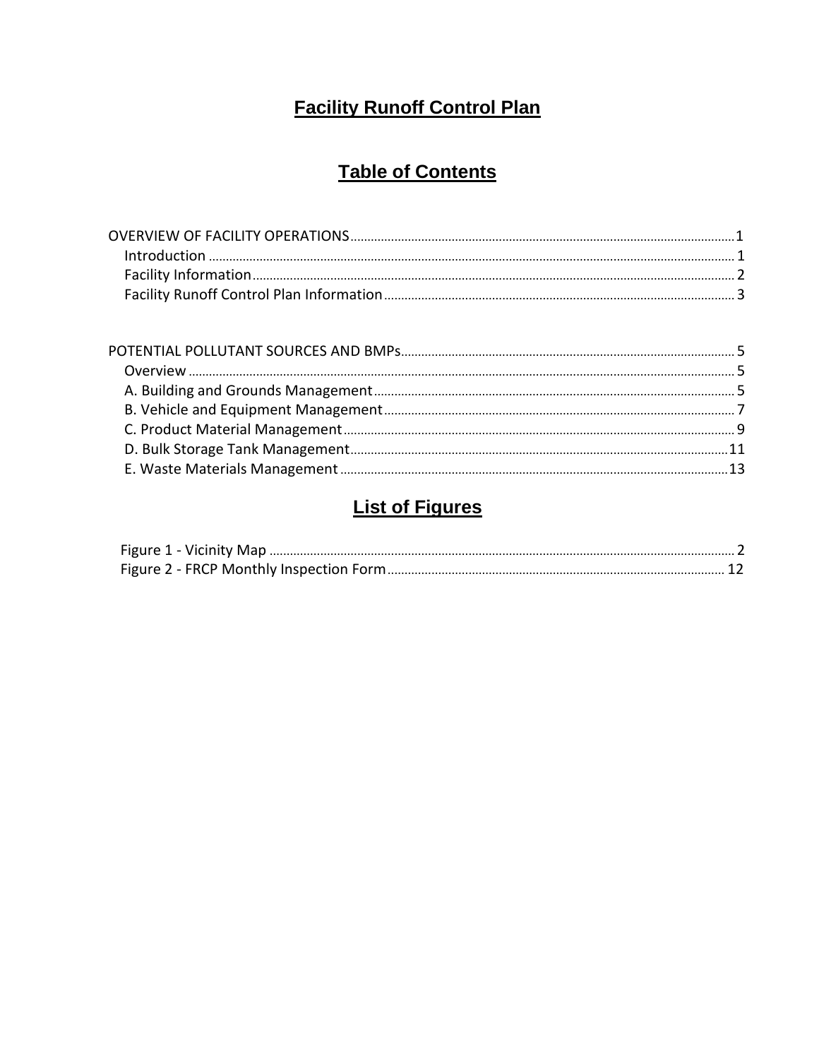# Facility Runoff Control Plan

## Table of Contents

OVERVIEW OF FACILITY OPERATIONS ..... 1
- Introduction ..... 1
- Facility Information ..... 2
- Facility Runoff Control Plan Information ..... 3

POTENTIAL POLLUTANT SOURCES AND BMPs ..... 5
- Overview ..... 5
- A. Building and Grounds Management ..... 5
- B. Vehicle and Equipment Management ..... 7
- C. Product Material Management ..... 9
- D. Bulk Storage Tank Management ..... 11
- E. Waste Materials Management ..... 13

## List of Figures

- Figure 1 - Vicinity Map ..... 2
- Figure 2 - FRCP Monthly Inspection Form ..... 12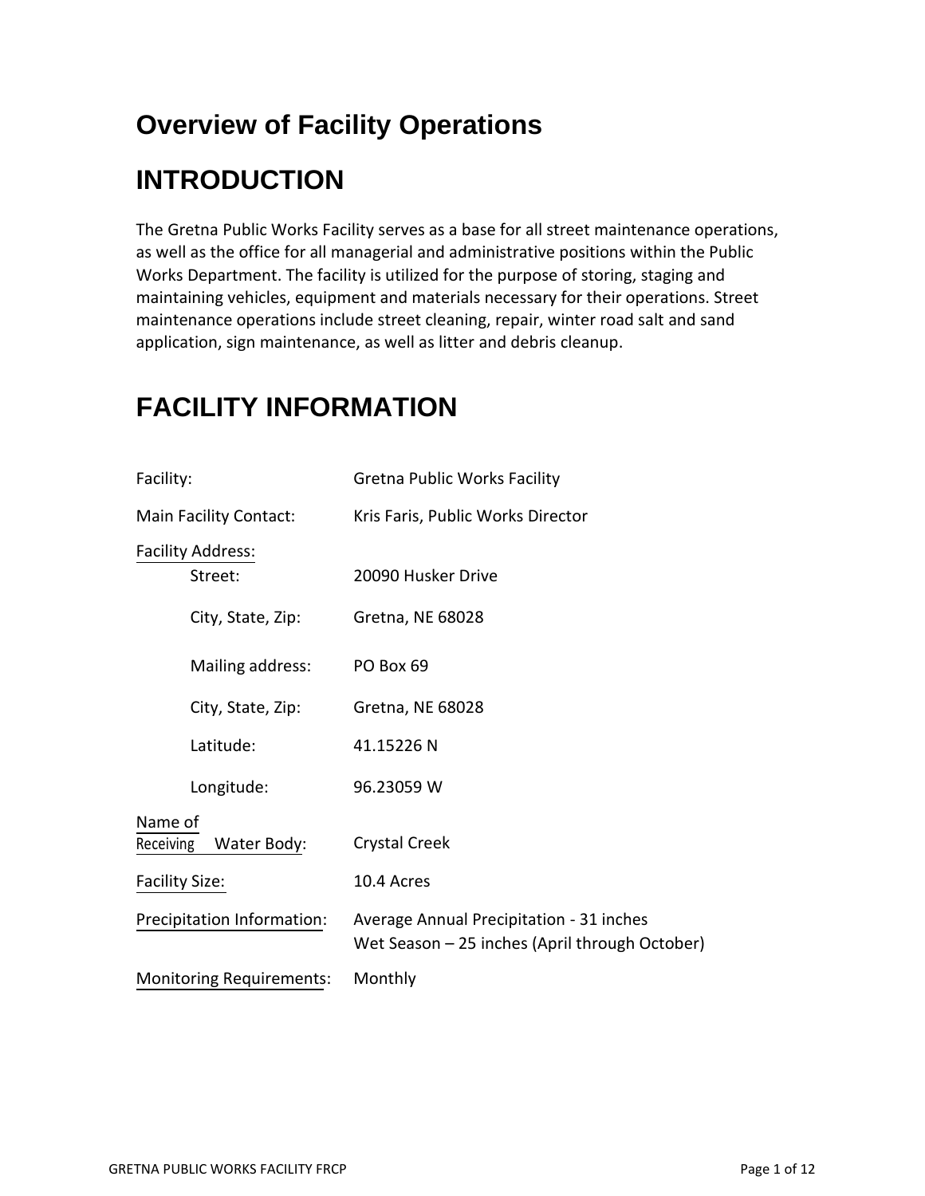# Overview of Facility Operations

# INTRODUCTION

The Gretna Public Works Facility serves as a base for all street maintenance operations, as well as the office for all managerial and administrative positions within the Public Works Department. The facility is utilized for the purpose of storing, staging and maintaining vehicles, equipment and materials necessary for their operations. Street maintenance operations include street cleaning, repair, winter road salt and sand application, sign maintenance, as well as litter and debris cleanup.

# FACILITY INFORMATION

| | |
|---|---|
| Facility: | Gretna Public Works Facility |
| Main Facility Contact: | Kris Faris, Public Works Director |
| Facility Address: | |
| Street: | 20090 Husker Drive |
| City, State, Zip: | Gretna, NE 68028 |
| Mailing address: | PO Box 69 |
| City, State, Zip: | Gretna, NE 68028 |
| Latitude: | 41.15226 N |
| Longitude: | 96.23059 W |
| Name of Receiving Water Body: | Crystal Creek |
| Facility Size: | 10.4 Acres |
| Precipitation Information: | Average Annual Precipitation - 31 inches<br>Wet Season – 25 inches (April through October) |
| Monitoring Requirements: | Monthly |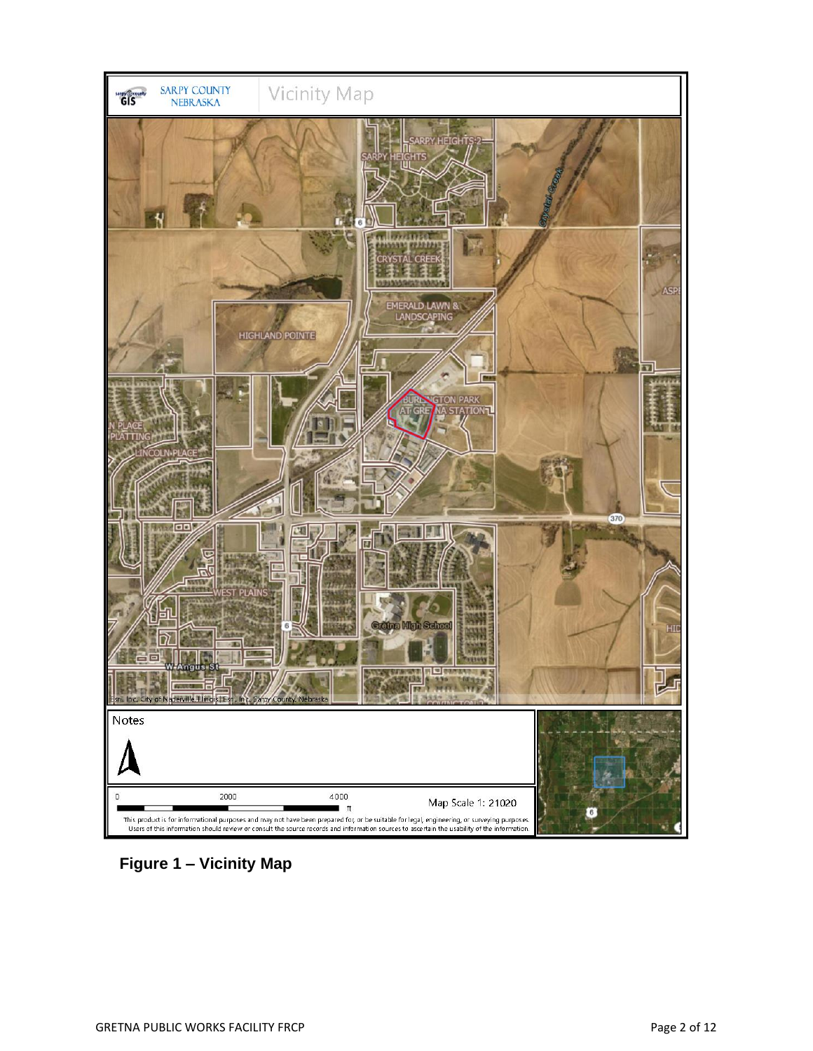**Figure 1 – Vicinity Map**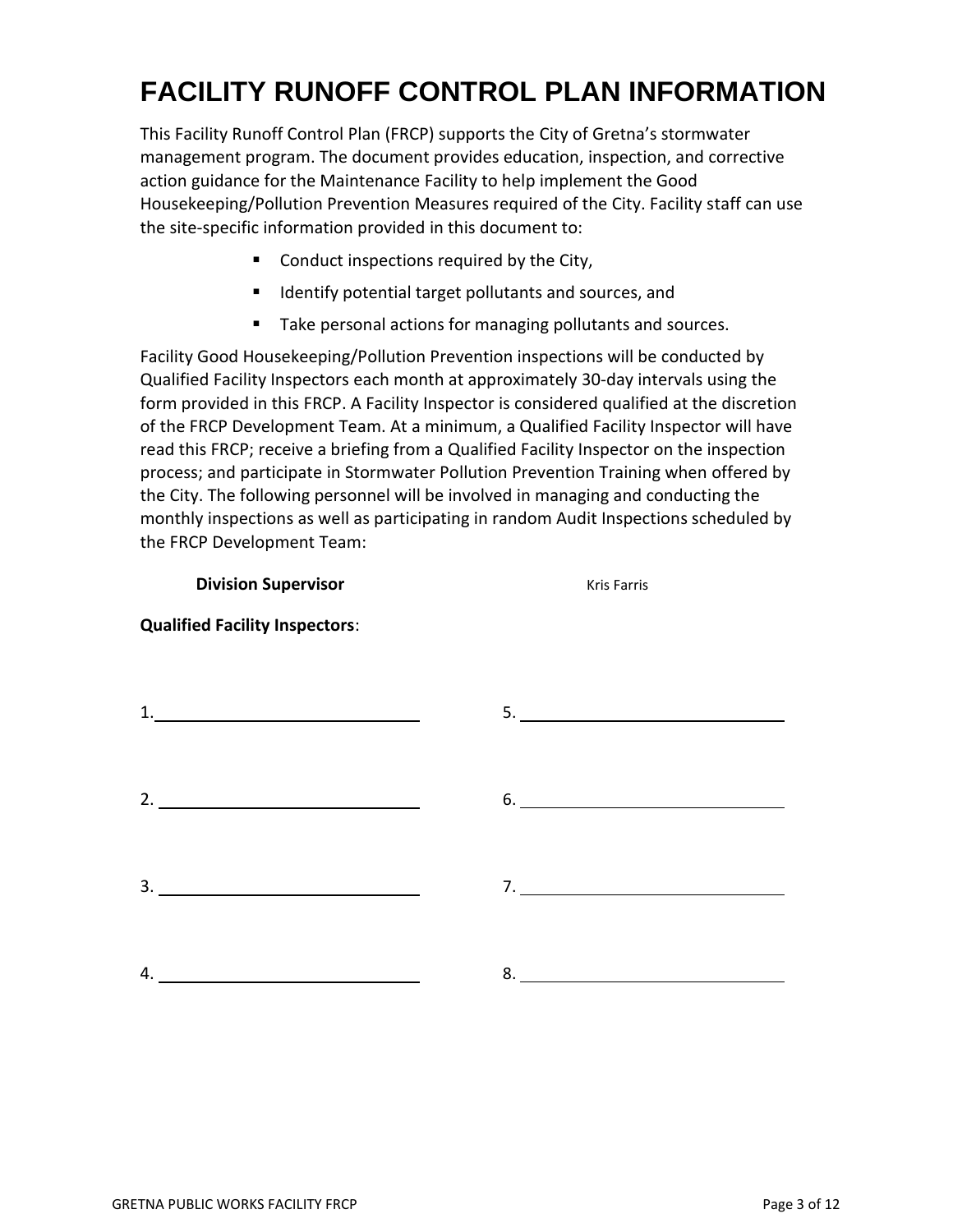# FACILITY RUNOFF CONTROL PLAN INFORMATION

This Facility Runoff Control Plan (FRCP) supports the City of Gretna's stormwater management program. The document provides education, inspection, and corrective action guidance for the Maintenance Facility to help implement the Good Housekeeping/Pollution Prevention Measures required of the City. Facility staff can use the site-specific information provided in this document to:

- Conduct inspections required by the City,
- Identify potential target pollutants and sources, and
- Take personal actions for managing pollutants and sources.

Facility Good Housekeeping/Pollution Prevention inspections will be conducted by Qualified Facility Inspectors each month at approximately 30-day intervals using the form provided in this FRCP. A Facility Inspector is considered qualified at the discretion of the FRCP Development Team. At a minimum, a Qualified Facility Inspector will have read this FRCP; receive a briefing from a Qualified Facility Inspector on the inspection process; and participate in Stormwater Pollution Prevention Training when offered by the City. The following personnel will be involved in managing and conducting the monthly inspections as well as participating in random Audit Inspections scheduled by the FRCP Development Team:

**Division Supervisor** Kris Farris

**Qualified Facility Inspectors**:

1. \_\_\_\_\_\_\_\_\_\_\_\_\_\_\_\_\_\_\_\_\_\_\_\_

2. \_\_\_\_\_\_\_\_\_\_\_\_\_\_\_\_\_\_\_\_\_\_\_\_

3. \_\_\_\_\_\_\_\_\_\_\_\_\_\_\_\_\_\_\_\_\_\_\_\_

4. \_\_\_\_\_\_\_\_\_\_\_\_\_\_\_\_\_\_\_\_\_\_\_\_

5. \_\_\_\_\_\_\_\_\_\_\_\_\_\_\_\_\_\_\_\_\_\_\_\_

6. \_\_\_\_\_\_\_\_\_\_\_\_\_\_\_\_\_\_\_\_\_\_\_\_

7. \_\_\_\_\_\_\_\_\_\_\_\_\_\_\_\_\_\_\_\_\_\_\_\_

8. \_\_\_\_\_\_\_\_\_\_\_\_\_\_\_\_\_\_\_\_\_\_\_\_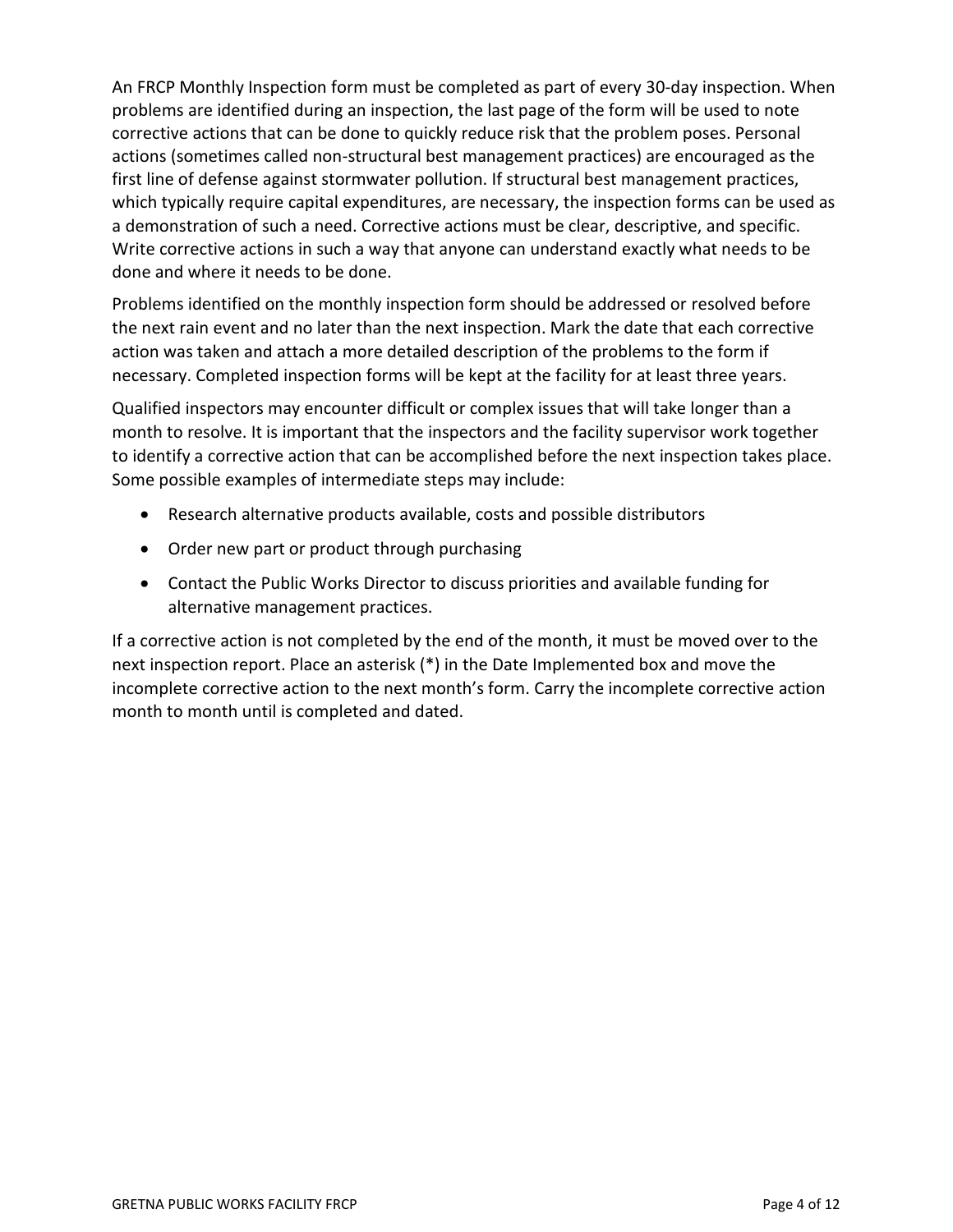An FRCP Monthly Inspection form must be completed as part of every 30-day inspection. When problems are identified during an inspection, the last page of the form will be used to note corrective actions that can be done to quickly reduce risk that the problem poses. Personal actions (sometimes called non-structural best management practices) are encouraged as the first line of defense against stormwater pollution. If structural best management practices, which typically require capital expenditures, are necessary, the inspection forms can be used as a demonstration of such a need. Corrective actions must be clear, descriptive, and specific. Write corrective actions in such a way that anyone can understand exactly what needs to be done and where it needs to be done.

Problems identified on the monthly inspection form should be addressed or resolved before the next rain event and no later than the next inspection. Mark the date that each corrective action was taken and attach a more detailed description of the problems to the form if necessary. Completed inspection forms will be kept at the facility for at least three years.

Qualified inspectors may encounter difficult or complex issues that will take longer than a month to resolve. It is important that the inspectors and the facility supervisor work together to identify a corrective action that can be accomplished before the next inspection takes place. Some possible examples of intermediate steps may include:

- Research alternative products available, costs and possible distributors
- Order new part or product through purchasing
- Contact the Public Works Director to discuss priorities and available funding for alternative management practices.

If a corrective action is not completed by the end of the month, it must be moved over to the next inspection report. Place an asterisk (*) in the Date Implemented box and move the incomplete corrective action to the next month's form. Carry the incomplete corrective action month to month until is completed and dated.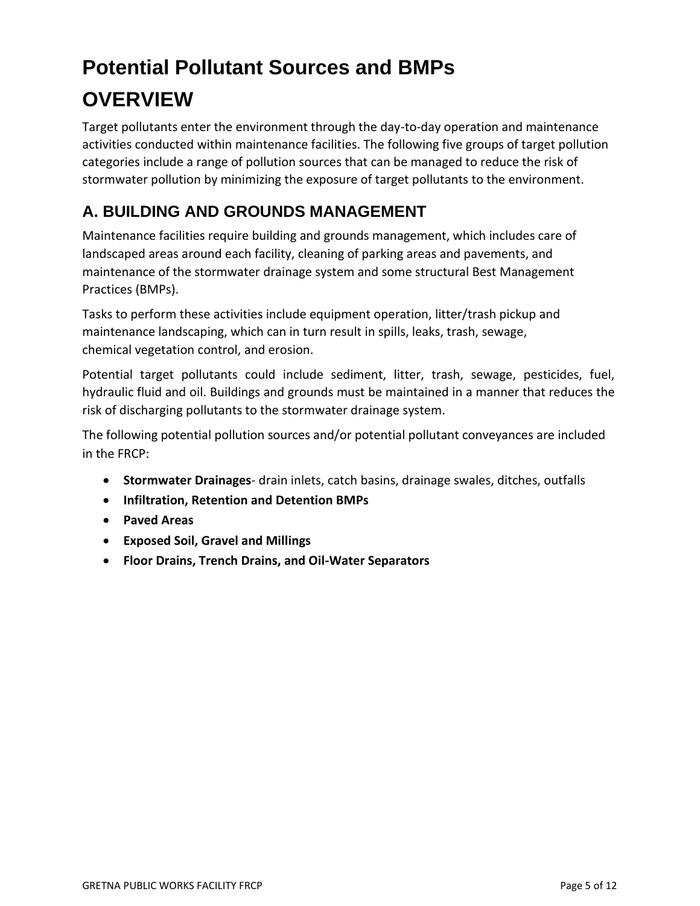# Potential Pollutant Sources and BMPs

# OVERVIEW

Target pollutants enter the environment through the day-to-day operation and maintenance activities conducted within maintenance facilities. The following five groups of target pollution categories include a range of pollution sources that can be managed to reduce the risk of stormwater pollution by minimizing the exposure of target pollutants to the environment.

## A. BUILDING AND GROUNDS MANAGEMENT

Maintenance facilities require building and grounds management, which includes care of landscaped areas around each facility, cleaning of parking areas and pavements, and maintenance of the stormwater drainage system and some structural Best Management Practices (BMPs).

Tasks to perform these activities include equipment operation, litter/trash pickup and maintenance landscaping, which can in turn result in spills, leaks, trash, sewage, chemical vegetation control, and erosion.

Potential target pollutants could include sediment, litter, trash, sewage, pesticides, fuel, hydraulic fluid and oil. Buildings and grounds must be maintained in a manner that reduces the risk of discharging pollutants to the stormwater drainage system.

The following potential pollution sources and/or potential pollutant conveyances are included in the FRCP:

- **Stormwater Drainages**- drain inlets, catch basins, drainage swales, ditches, outfalls
- **Infiltration, Retention and Detention BMPs**
- **Paved Areas**
- **Exposed Soil, Gravel and Millings**
- **Floor Drains, Trench Drains, and Oil-Water Separators**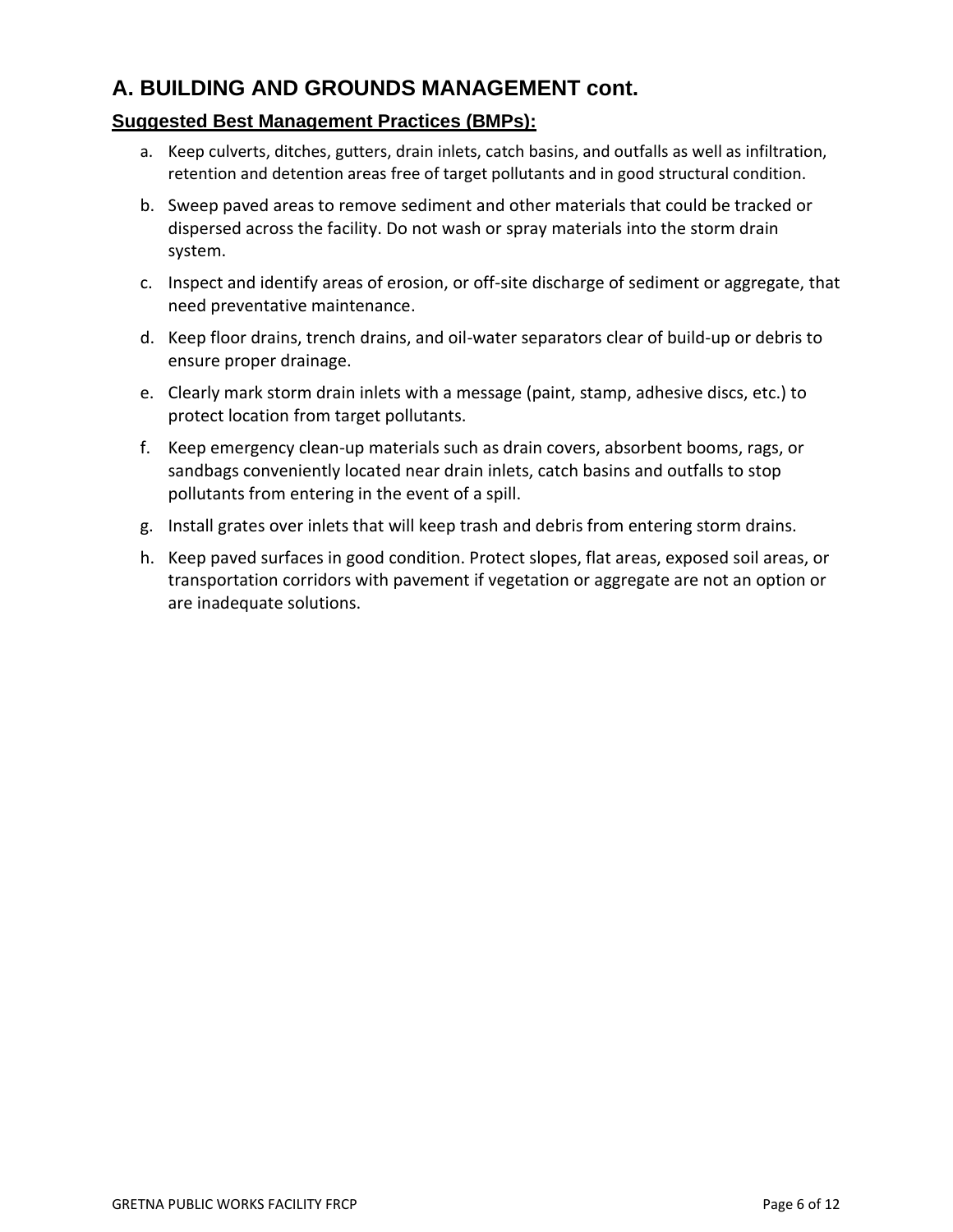## A. BUILDING AND GROUNDS MANAGEMENT cont.

### Suggested Best Management Practices (BMPs):

a. Keep culverts, ditches, gutters, drain inlets, catch basins, and outfalls as well as infiltration, retention and detention areas free of target pollutants and in good structural condition.

b. Sweep paved areas to remove sediment and other materials that could be tracked or dispersed across the facility. Do not wash or spray materials into the storm drain system.

c. Inspect and identify areas of erosion, or off-site discharge of sediment or aggregate, that need preventative maintenance.

d. Keep floor drains, trench drains, and oil-water separators clear of build-up or debris to ensure proper drainage.

e. Clearly mark storm drain inlets with a message (paint, stamp, adhesive discs, etc.) to protect location from target pollutants.

f. Keep emergency clean-up materials such as drain covers, absorbent booms, rags, or sandbags conveniently located near drain inlets, catch basins and outfalls to stop pollutants from entering in the event of a spill.

g. Install grates over inlets that will keep trash and debris from entering storm drains.

h. Keep paved surfaces in good condition. Protect slopes, flat areas, exposed soil areas, or transportation corridors with pavement if vegetation or aggregate are not an option or are inadequate solutions.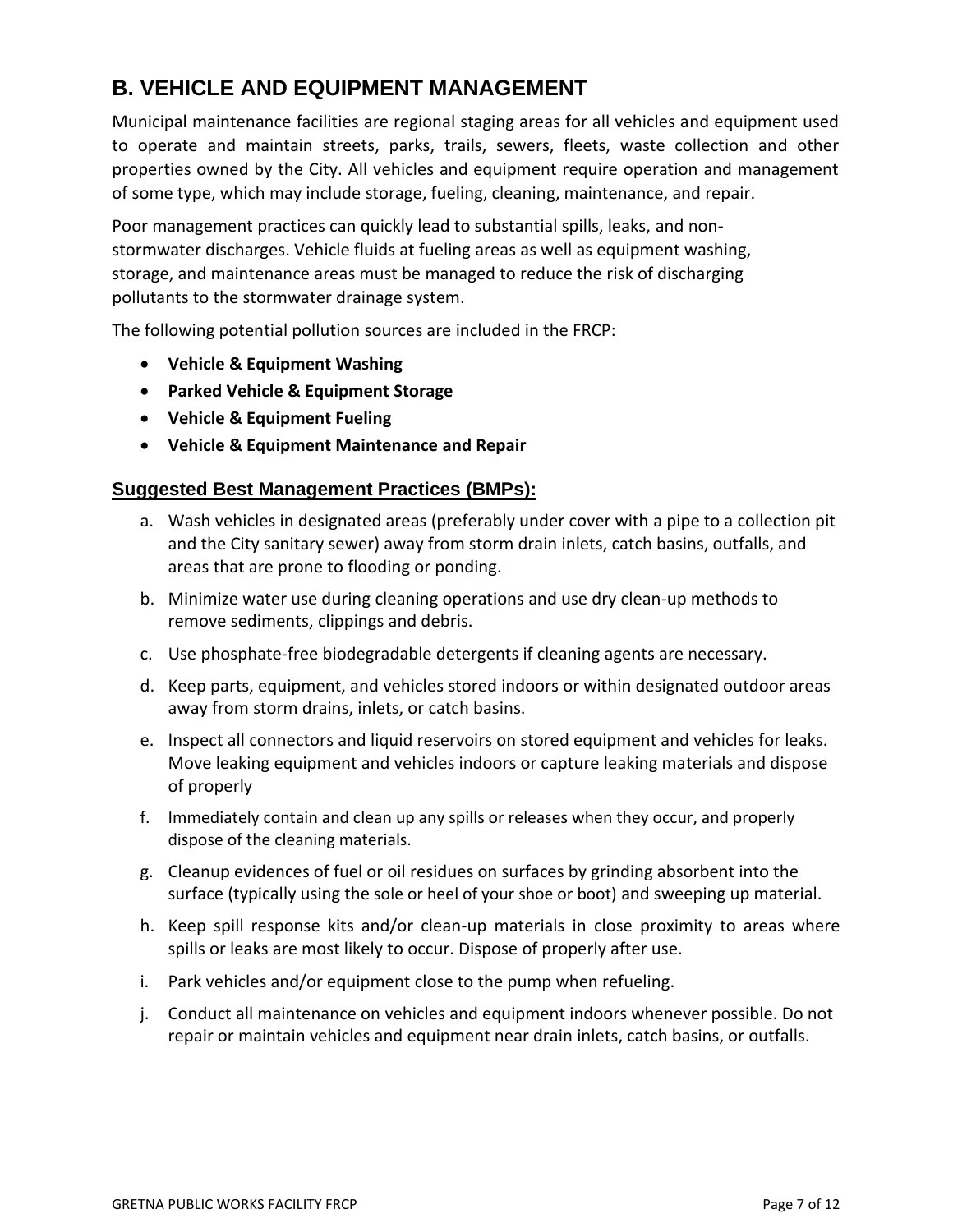## B. VEHICLE AND EQUIPMENT MANAGEMENT

Municipal maintenance facilities are regional staging areas for all vehicles and equipment used to operate and maintain streets, parks, trails, sewers, fleets, waste collection and other properties owned by the City. All vehicles and equipment require operation and management of some type, which may include storage, fueling, cleaning, maintenance, and repair.

Poor management practices can quickly lead to substantial spills, leaks, and non-stormwater discharges. Vehicle fluids at fueling areas as well as equipment washing, storage, and maintenance areas must be managed to reduce the risk of discharging pollutants to the stormwater drainage system.

The following potential pollution sources are included in the FRCP:

- **Vehicle & Equipment Washing**
- **Parked Vehicle & Equipment Storage**
- **Vehicle & Equipment Fueling**
- **Vehicle & Equipment Maintenance and Repair**

### Suggested Best Management Practices (BMPs):

a. Wash vehicles in designated areas (preferably under cover with a pipe to a collection pit and the City sanitary sewer) away from storm drain inlets, catch basins, outfalls, and areas that are prone to flooding or ponding.

b. Minimize water use during cleaning operations and use dry clean-up methods to remove sediments, clippings and debris.

c. Use phosphate-free biodegradable detergents if cleaning agents are necessary.

d. Keep parts, equipment, and vehicles stored indoors or within designated outdoor areas away from storm drains, inlets, or catch basins.

e. Inspect all connectors and liquid reservoirs on stored equipment and vehicles for leaks. Move leaking equipment and vehicles indoors or capture leaking materials and dispose of properly

f. Immediately contain and clean up any spills or releases when they occur, and properly dispose of the cleaning materials.

g. Cleanup evidences of fuel or oil residues on surfaces by grinding absorbent into the surface (typically using the sole or heel of your shoe or boot) and sweeping up material.

h. Keep spill response kits and/or clean-up materials in close proximity to areas where spills or leaks are most likely to occur. Dispose of properly after use.

i. Park vehicles and/or equipment close to the pump when refueling.

j. Conduct all maintenance on vehicles and equipment indoors whenever possible. Do not repair or maintain vehicles and equipment near drain inlets, catch basins, or outfalls.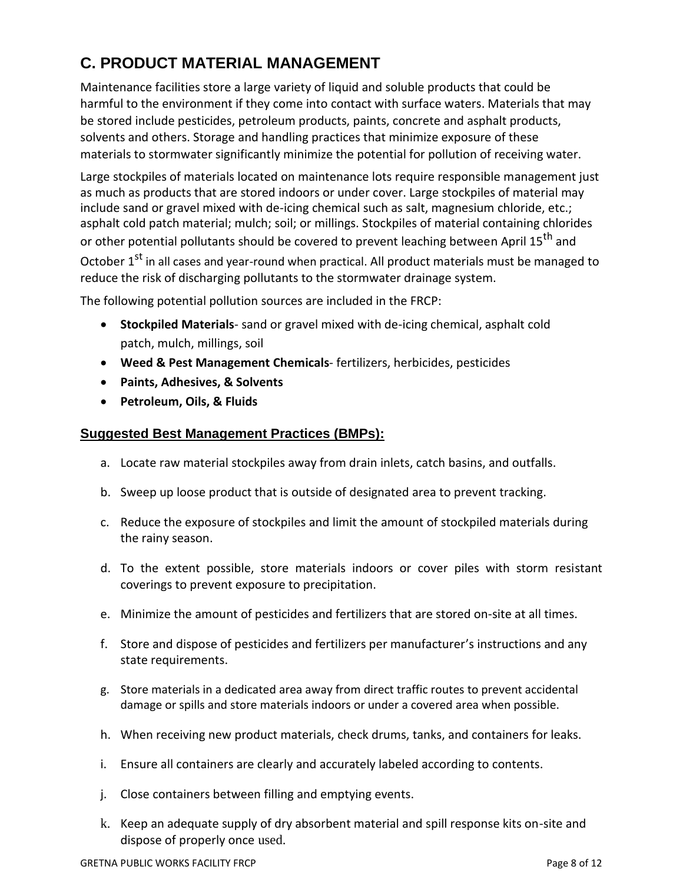## C. PRODUCT MATERIAL MANAGEMENT

Maintenance facilities store a large variety of liquid and soluble products that could be harmful to the environment if they come into contact with surface waters. Materials that may be stored include pesticides, petroleum products, paints, concrete and asphalt products, solvents and others. Storage and handling practices that minimize exposure of these materials to stormwater significantly minimize the potential for pollution of receiving water.

Large stockpiles of materials located on maintenance lots require responsible management just as much as products that are stored indoors or under cover. Large stockpiles of material may include sand or gravel mixed with de-icing chemical such as salt, magnesium chloride, etc.; asphalt cold patch material; mulch; soil; or millings. Stockpiles of material containing chlorides or other potential pollutants should be covered to prevent leaching between April 15th and October 1st in all cases and year-round when practical. All product materials must be managed to reduce the risk of discharging pollutants to the stormwater drainage system.

The following potential pollution sources are included in the FRCP:

- **Stockpiled Materials**- sand or gravel mixed with de-icing chemical, asphalt cold patch, mulch, millings, soil
- **Weed & Pest Management Chemicals**- fertilizers, herbicides, pesticides
- **Paints, Adhesives, & Solvents**
- **Petroleum, Oils, & Fluids**

### Suggested Best Management Practices (BMPs):

a. Locate raw material stockpiles away from drain inlets, catch basins, and outfalls.

b. Sweep up loose product that is outside of designated area to prevent tracking.

c. Reduce the exposure of stockpiles and limit the amount of stockpiled materials during the rainy season.

d. To the extent possible, store materials indoors or cover piles with storm resistant coverings to prevent exposure to precipitation.

e. Minimize the amount of pesticides and fertilizers that are stored on-site at all times.

f. Store and dispose of pesticides and fertilizers per manufacturer's instructions and any state requirements.

g. Store materials in a dedicated area away from direct traffic routes to prevent accidental damage or spills and store materials indoors or under a covered area when possible.

h. When receiving new product materials, check drums, tanks, and containers for leaks.

i. Ensure all containers are clearly and accurately labeled according to contents.

j. Close containers between filling and emptying events.

k. Keep an adequate supply of dry absorbent material and spill response kits on-site and dispose of properly once used.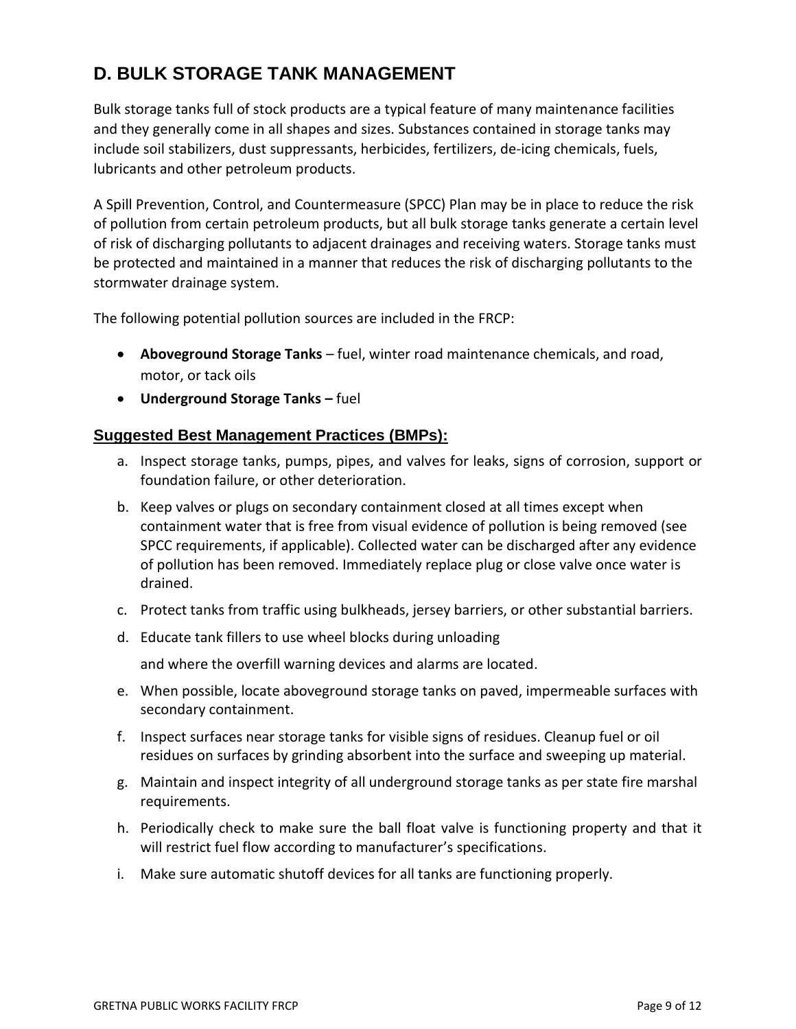## D. BULK STORAGE TANK MANAGEMENT

Bulk storage tanks full of stock products are a typical feature of many maintenance facilities and they generally come in all shapes and sizes. Substances contained in storage tanks may include soil stabilizers, dust suppressants, herbicides, fertilizers, de-icing chemicals, fuels, lubricants and other petroleum products.

A Spill Prevention, Control, and Countermeasure (SPCC) Plan may be in place to reduce the risk of pollution from certain petroleum products, but all bulk storage tanks generate a certain level of risk of discharging pollutants to adjacent drainages and receiving waters. Storage tanks must be protected and maintained in a manner that reduces the risk of discharging pollutants to the stormwater drainage system.

The following potential pollution sources are included in the FRCP:

- **Aboveground Storage Tanks** – fuel, winter road maintenance chemicals, and road, motor, or tack oils
- **Underground Storage Tanks –** fuel

### Suggested Best Management Practices (BMPs):

a. Inspect storage tanks, pumps, pipes, and valves for leaks, signs of corrosion, support or foundation failure, or other deterioration.

b. Keep valves or plugs on secondary containment closed at all times except when containment water that is free from visual evidence of pollution is being removed (see SPCC requirements, if applicable). Collected water can be discharged after any evidence of pollution has been removed. Immediately replace plug or close valve once water is drained.

c. Protect tanks from traffic using bulkheads, jersey barriers, or other substantial barriers.

d. Educate tank fillers to use wheel blocks during unloading

   and where the overfill warning devices and alarms are located.

e. When possible, locate aboveground storage tanks on paved, impermeable surfaces with secondary containment.

f. Inspect surfaces near storage tanks for visible signs of residues. Cleanup fuel or oil residues on surfaces by grinding absorbent into the surface and sweeping up material.

g. Maintain and inspect integrity of all underground storage tanks as per state fire marshal requirements.

h. Periodically check to make sure the ball float valve is functioning property and that it will restrict fuel flow according to manufacturer's specifications.

i. Make sure automatic shutoff devices for all tanks are functioning properly.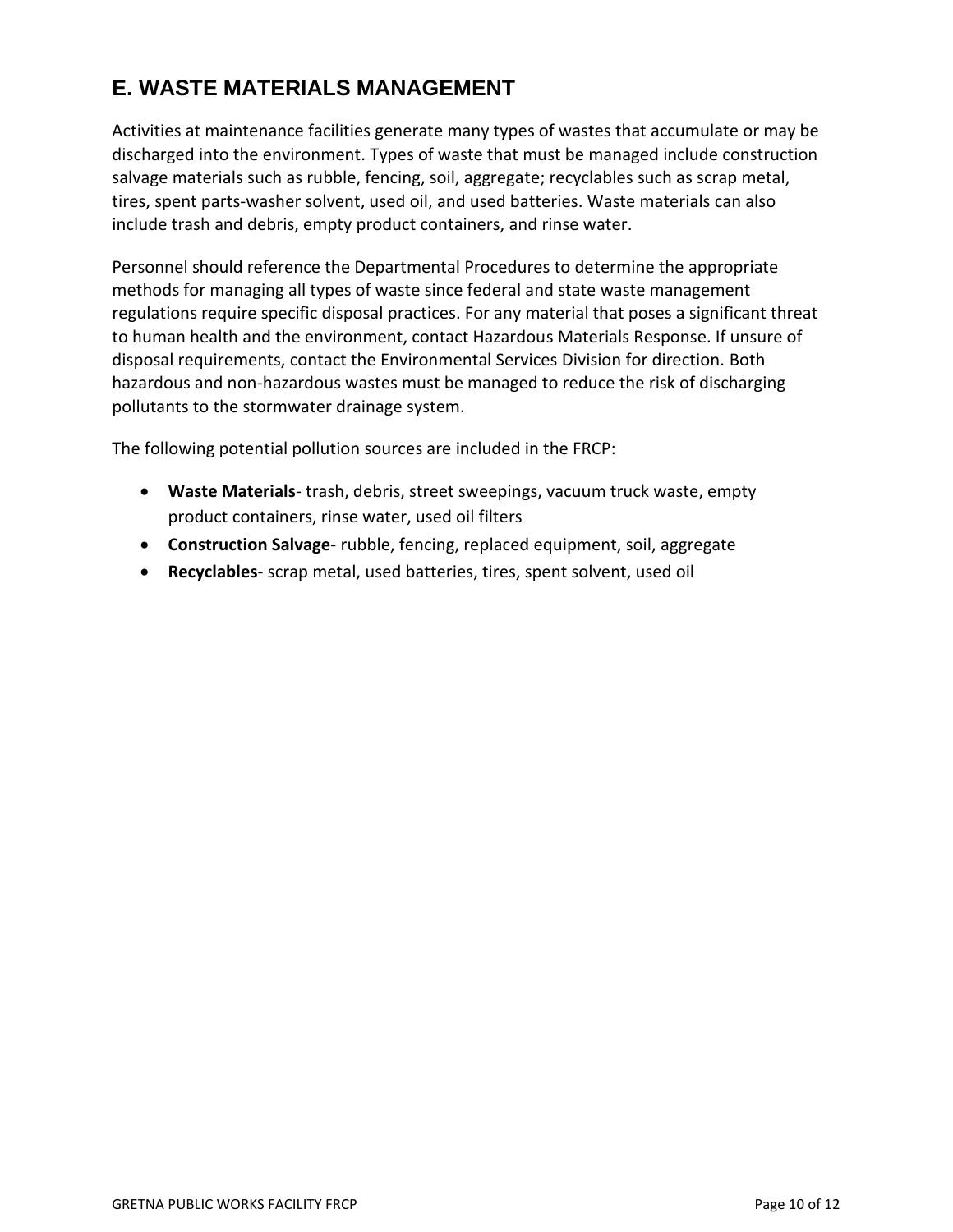## E. WASTE MATERIALS MANAGEMENT

Activities at maintenance facilities generate many types of wastes that accumulate or may be discharged into the environment. Types of waste that must be managed include construction salvage materials such as rubble, fencing, soil, aggregate; recyclables such as scrap metal, tires, spent parts-washer solvent, used oil, and used batteries. Waste materials can also include trash and debris, empty product containers, and rinse water.

Personnel should reference the Departmental Procedures to determine the appropriate methods for managing all types of waste since federal and state waste management regulations require specific disposal practices. For any material that poses a significant threat to human health and the environment, contact Hazardous Materials Response. If unsure of disposal requirements, contact the Environmental Services Division for direction. Both hazardous and non-hazardous wastes must be managed to reduce the risk of discharging pollutants to the stormwater drainage system.

The following potential pollution sources are included in the FRCP:

- **Waste Materials**- trash, debris, street sweepings, vacuum truck waste, empty product containers, rinse water, used oil filters
- **Construction Salvage**- rubble, fencing, replaced equipment, soil, aggregate
- **Recyclables**- scrap metal, used batteries, tires, spent solvent, used oil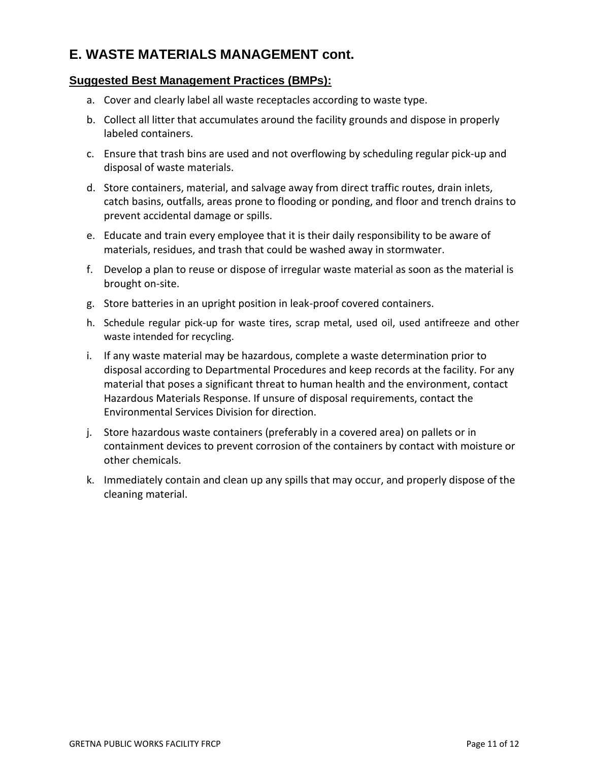## E. WASTE MATERIALS MANAGEMENT cont.

### Suggested Best Management Practices (BMPs):

a. Cover and clearly label all waste receptacles according to waste type.

b. Collect all litter that accumulates around the facility grounds and dispose in properly labeled containers.

c. Ensure that trash bins are used and not overflowing by scheduling regular pick-up and disposal of waste materials.

d. Store containers, material, and salvage away from direct traffic routes, drain inlets, catch basins, outfalls, areas prone to flooding or ponding, and floor and trench drains to prevent accidental damage or spills.

e. Educate and train every employee that it is their daily responsibility to be aware of materials, residues, and trash that could be washed away in stormwater.

f. Develop a plan to reuse or dispose of irregular waste material as soon as the material is brought on-site.

g. Store batteries in an upright position in leak-proof covered containers.

h. Schedule regular pick-up for waste tires, scrap metal, used oil, used antifreeze and other waste intended for recycling.

i. If any waste material may be hazardous, complete a waste determination prior to disposal according to Departmental Procedures and keep records at the facility. For any material that poses a significant threat to human health and the environment, contact Hazardous Materials Response. If unsure of disposal requirements, contact the Environmental Services Division for direction.

j. Store hazardous waste containers (preferably in a covered area) on pallets or in containment devices to prevent corrosion of the containers by contact with moisture or other chemicals.

k. Immediately contain and clean up any spills that may occur, and properly dispose of the cleaning material.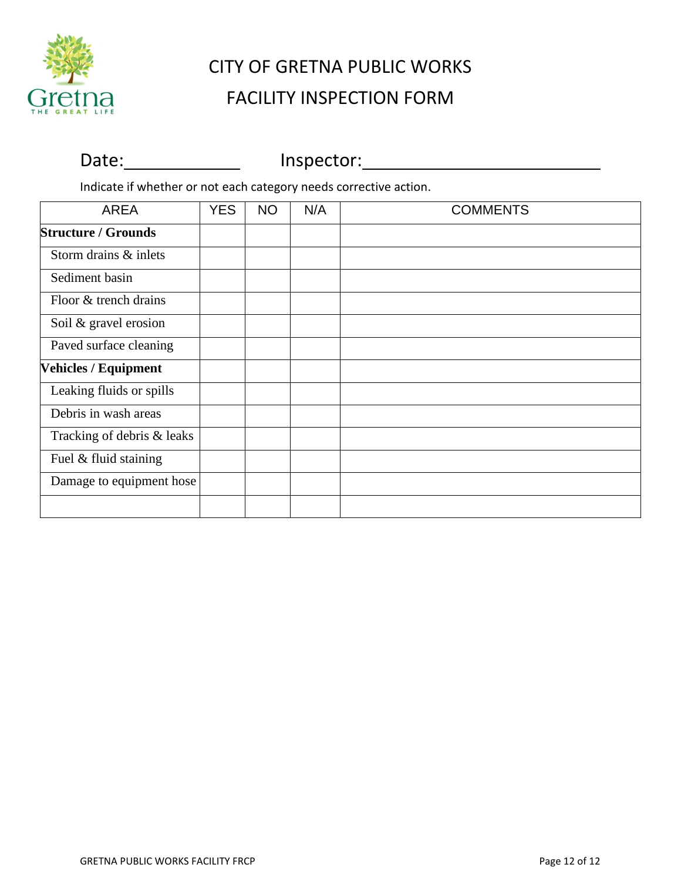# CITY OF GRETNA PUBLIC WORKS

# FACILITY INSPECTION FORM

Date:\_\_\_\_\_\_\_\_\_\_\_\_\_\_ Inspector:\_\_\_\_\_\_\_\_\_\_\_\_\_\_\_\_\_\_\_\_\_\_\_\_\_\_\_\_\_\_

Indicate if whether or not each category needs corrective action.

| AREA | YES | NO | N/A | COMMENTS |
|---|---|---|---|---|
| **Structure / Grounds** | | | | |
| Storm drains & inlets | | | | |
| Sediment basin | | | | |
| Floor & trench drains | | | | |
| Soil & gravel erosion | | | | |
| Paved surface cleaning | | | | |
| **Vehicles / Equipment** | | | | |
| Leaking fluids or spills | | | | |
| Debris in wash areas | | | | |
| Tracking of debris & leaks | | | | |
| Fuel & fluid staining | | | | |
| Damage to equipment hose | | | | |
| | | | | |